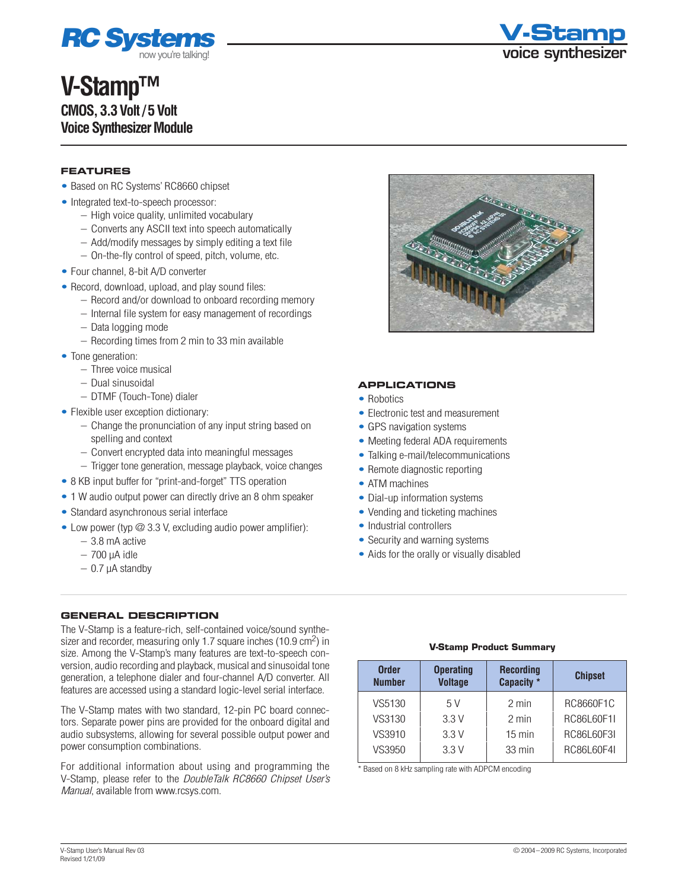# V-Stamp™

## CMOS, 3.3 Volt / 5 Volt Voice Synthesizer Module

### FEATURES

- Based on RC Systems' RC8660 chipset
- Integrated text-to-speech processor:
  - High voice quality, unlimited vocabulary
  - Converts any ASCII text into speech automatically
  - Add/modify messages by simply editing a text file
  - On-the-fly control of speed, pitch, volume, etc.
- Four channel, 8-bit A/D converter
- Record, download, upload, and play sound files:
  - Record and/or download to onboard recording memory
  - Internal file system for easy management of recordings
  - Data logging mode
  - Recording times from 2 min to 33 min available
- Tone generation:
  - Three voice musical
  - Dual sinusoidal
  - DTMF (Touch-Tone) dialer
- Flexible user exception dictionary:
  - Change the pronunciation of any input string based on spelling and context
  - Convert encrypted data into meaningful messages
  - Trigger tone generation, message playback, voice changes
- 8 KB input buffer for "print-and-forget" TTS operation
- 1 W audio output power can directly drive an 8 ohm speaker
- Standard asynchronous serial interface
- Low power (typ @ 3.3 V, excluding audio power amplifier):
  - 3.8 mA active
  - 700 µA idle
  - 0.7 µA standby

### APPLICATIONS

- Robotics
- Electronic test and measurement
- GPS navigation systems
- Meeting federal ADA requirements
- Talking e-mail/telecommunications
- Remote diagnostic reporting
- ATM machines
- Dial-up information systems
- Vending and ticketing machines
- Industrial controllers
- Security and warning systems
- Aids for the orally or visually disabled

### GENERAL DESCRIPTION

The V-Stamp is a feature-rich, self-contained voice/sound synthesizer and recorder, measuring only 1.7 square inches (10.9 $cm^2$) in size. Among the V-Stamp's many features are text-to-speech conversion, audio recording and playback, musical and sinusoidal tone generation, a telephone dialer and four-channel A/D converter. All features are accessed using a standard logic-level serial interface.

The V-Stamp mates with two standard, 12-pin PC board connectors. Separate power pins are provided for the onboard digital and audio subsystems, allowing for several possible output power and power consumption combinations.

For additional information about using and programming the V-Stamp, please refer to the *DoubleTalk RC8660 Chipset User's Manual*, available from www.rcsys.com.

**V-Stamp Product Summary**

| Order Number | Operating Voltage | Recording Capacity * | Chipset |
|---|---|---|---|
| VS5130 | 5 V | 2 min | RC8660F1C |
| VS3130 | 3.3 V | 2 min | RC86L60F1I |
| VS3910 | 3.3 V | 15 min | RC86L60F3I |
| VS3950 | 3.3 V | 33 min | RC86L60F4I |

\* Based on 8 kHz sampling rate with ADPCM encoding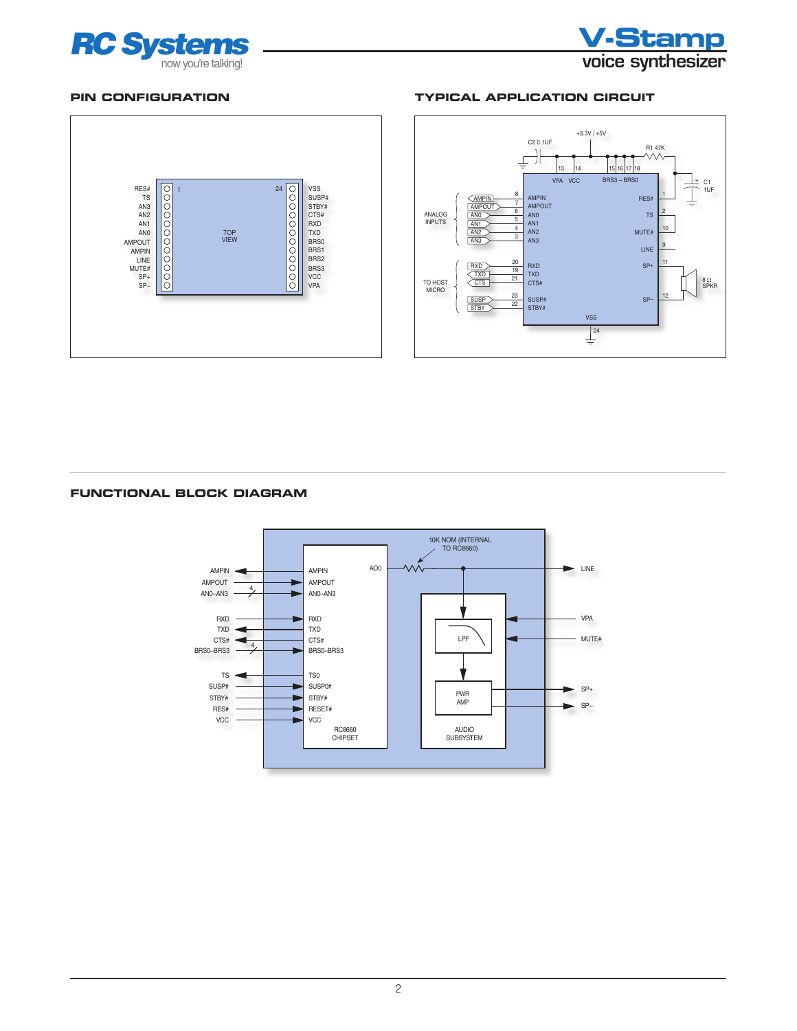## PIN CONFIGURATION

| Pin | Left side | Right side | Pin |
|---|---|---|---|
| 1 | RES# | VSS | 24 |
| 2 | TS | SUSP# | 23 |
| 3 | AN3 | STBY# | 22 |
| 4 | AN2 | CTS# | 21 |
| 5 | AN1 | RXD | 20 |
| 6 | AN0 | TXD | 19 |
| 7 | AMPOUT | BRS0 | 18 |
| 8 | AMPIN | BRS1 | 17 |
| 9 | LINE | BRS2 | 16 |
| 10 | MUTE# | BRS3 | 15 |
| 11 | SP+ | VCC | 14 |
| 12 | SP– | VPA | 13 |

TOP VIEW

## TYPICAL APPLICATION CIRCUIT

+3.3V / +5V

C2 0.1UF

R1 47K

C1 1UF

VPA (13), VCC (14), BRS3 – BRS0 (15, 16, 17, 18)

ANALOG INPUTS: AMPIN (8), AMPOUT (7), AN0 (6), AN1 (5), AN2 (4), AN3 (3)

TO HOST MICRO: RXD (20), TXD (19), CTS# (21), SUSP# (23), STBY# (22)

RES# (1), TS (2), MUTE# (10), LINE (9), SP+ (11), SP– (12)

8 Ω SPKR

VSS (24)

## FUNCTIONAL BLOCK DIAGRAM

External signals: AMPIN, AMPOUT, AN0–AN3 (4), RXD, TXD, CTS#, BRS0–BRS3 (4), TS, SUSP#, STBY#, RES#, VCC

RC8660 CHIPSET: AMPIN, AMPOUT, AN0–AN3, RXD, TXD, CTS#, BRS0–BRS3, TS0, SUSP0#, STBY#, RESET#, VCC, AO0

10K NOM (INTERNAL TO RC8660)

AUDIO SUBSYSTEM: LPF, PWR AMP

Outputs/inputs: LINE, VPA, MUTE#, SP+, SP–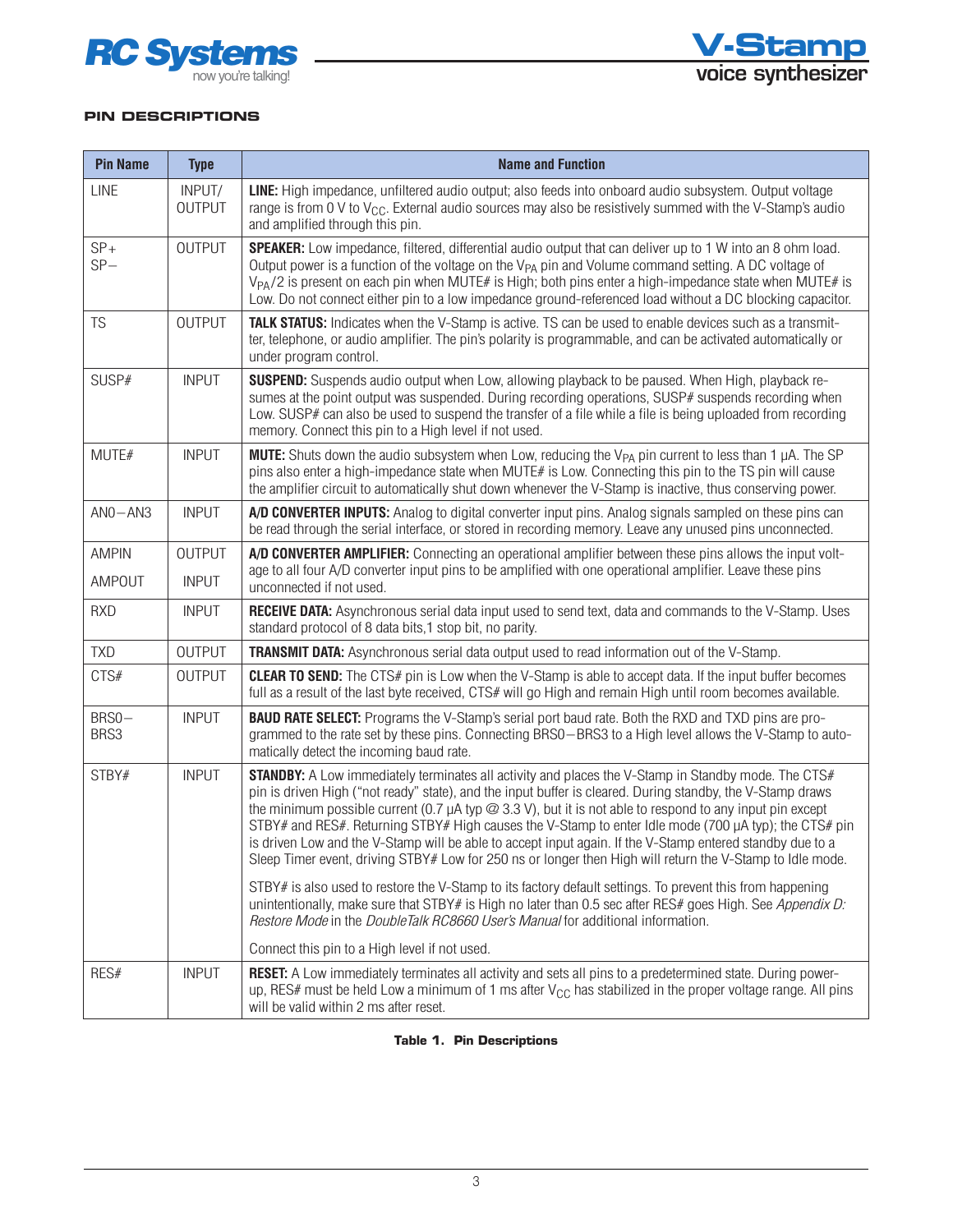## PIN DESCRIPTIONS

| Pin Name | Type | Name and Function |
|---|---|---|
| LINE | INPUT/ OUTPUT | **LINE:** High impedance, unfiltered audio output; also feeds into onboard audio subsystem. Output voltage range is from 0 V to $V_{CC}$. External audio sources may also be resistively summed with the V-Stamp's audio and amplified through this pin. |
| SP+ SP− | OUTPUT | **SPEAKER:** Low impedance, filtered, differential audio output that can deliver up to 1 W into an 8 ohm load. Output power is a function of the voltage on the $V_{PA}$ pin and Volume command setting. A DC voltage of $V_{PA}/2$ is present on each pin when MUTE# is High; both pins enter a high-impedance state when MUTE# is Low. Do not connect either pin to a low impedance ground-referenced load without a DC blocking capacitor. |
| TS | OUTPUT | **TALK STATUS:** Indicates when the V-Stamp is active. TS can be used to enable devices such as a transmitter, telephone, or audio amplifier. The pin's polarity is programmable, and can be activated automatically or under program control. |
| SUSP# | INPUT | **SUSPEND:** Suspends audio output when Low, allowing playback to be paused. When High, playback resumes at the point output was suspended. During recording operations, SUSP# suspends recording when Low. SUSP# can also be used to suspend the transfer of a file while a file is being uploaded from recording memory. Connect this pin to a High level if not used. |
| MUTE# | INPUT | **MUTE:** Shuts down the audio subsystem when Low, reducing the $V_{PA}$ pin current to less than 1 µA. The SP pins also enter a high-impedance state when MUTE# is Low. Connecting this pin to the TS pin will cause the amplifier circuit to automatically shut down whenever the V-Stamp is inactive, thus conserving power. |
| AN0−AN3 | INPUT | **A/D CONVERTER INPUTS:** Analog to digital converter input pins. Analog signals sampled on these pins can be read through the serial interface, or stored in recording memory. Leave any unused pins unconnected. |
| AMPIN<br>AMPOUT | OUTPUT<br>INPUT | **A/D CONVERTER AMPLIFIER:** Connecting an operational amplifier between these pins allows the input voltage to all four A/D converter input pins to be amplified with one operational amplifier. Leave these pins unconnected if not used. |
| RXD | INPUT | **RECEIVE DATA:** Asynchronous serial data input used to send text, data and commands to the V-Stamp. Uses standard protocol of 8 data bits,1 stop bit, no parity. |
| TXD | OUTPUT | **TRANSMIT DATA:** Asynchronous serial data output used to read information out of the V-Stamp. |
| CTS# | OUTPUT | **CLEAR TO SEND:** The CTS# pin is Low when the V-Stamp is able to accept data. If the input buffer becomes full as a result of the last byte received, CTS# will go High and remain High until room becomes available. |
| BRS0−BRS3 | INPUT | **BAUD RATE SELECT:** Programs the V-Stamp's serial port baud rate. Both the RXD and TXD pins are programmed to the rate set by these pins. Connecting BRS0−BRS3 to a High level allows the V-Stamp to automatically detect the incoming baud rate. |
| STBY# | INPUT | **STANDBY:** A Low immediately terminates all activity and places the V-Stamp in Standby mode. The CTS# pin is driven High ("not ready" state), and the input buffer is cleared. During standby, the V-Stamp draws the minimum possible current (0.7 µA typ @ 3.3 V), but it is not able to respond to any input pin except STBY# and RES#. Returning STBY# High causes the V-Stamp to enter Idle mode (700 µA typ); the CTS# pin is driven Low and the V-Stamp will be able to accept input again. If the V-Stamp entered standby due to a Sleep Timer event, driving STBY# Low for 250 ns or longer then High will return the V-Stamp to Idle mode.<br><br>STBY# is also used to restore the V-Stamp to its factory default settings. To prevent this from happening unintentionally, make sure that STBY# is High no later than 0.5 sec after RES# goes High. See *Appendix D: Restore Mode* in the *DoubleTalk RC8660 User's Manual* for additional information.<br><br>Connect this pin to a High level if not used. |
| RES# | INPUT | **RESET:** A Low immediately terminates all activity and sets all pins to a predetermined state. During power-up, RES# must be held Low a minimum of 1 ms after $V_{CC}$ has stabilized in the proper voltage range. All pins will be valid within 2 ms after reset. |

**Table 1. Pin Descriptions**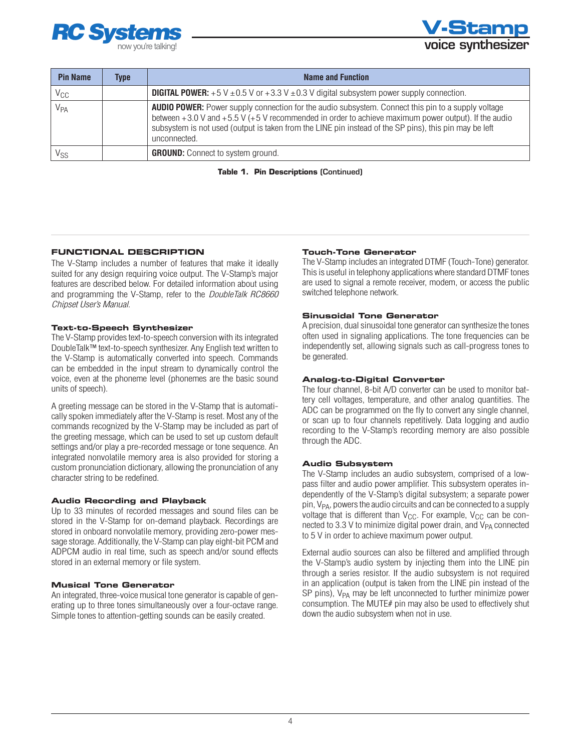| Pin Name | Type | Name and Function |
|---|---|---|
| $V_{CC}$ | | **DIGITAL POWER:** +5 V ±0.5 V or +3.3 V ±0.3 V digital subsystem power supply connection. |
| $V_{PA}$ | | **AUDIO POWER:** Power supply connection for the audio subsystem. Connect this pin to a supply voltage between +3.0 V and +5.5 V (+5 V recommended in order to achieve maximum power output). If the audio subsystem is not used (output is taken from the LINE pin instead of the SP pins), this pin may be left unconnected. |
| $V_{SS}$ | | **GROUND:** Connect to system ground. |

**Table 1. Pin Descriptions** (Continued)

## FUNCTIONAL DESCRIPTION

The V-Stamp includes a number of features that make it ideally suited for any design requiring voice output. The V-Stamp's major features are described below. For detailed information about using and programming the V-Stamp, refer to the *DoubleTalk RC8660 Chipset User's Manual*.

### Text-to-Speech Synthesizer

The V-Stamp provides text-to-speech conversion with its integrated DoubleTalk™ text-to-speech synthesizer. Any English text written to the V-Stamp is automatically converted into speech. Commands can be embedded in the input stream to dynamically control the voice, even at the phoneme level (phonemes are the basic sound units of speech).

A greeting message can be stored in the V-Stamp that is automatically spoken immediately after the V-Stamp is reset. Most any of the commands recognized by the V-Stamp may be included as part of the greeting message, which can be used to set up custom default settings and/or play a pre-recorded message or tone sequence. An integrated nonvolatile memory area is also provided for storing a custom pronunciation dictionary, allowing the pronunciation of any character string to be redefined.

### Audio Recording and Playback

Up to 33 minutes of recorded messages and sound files can be stored in the V-Stamp for on-demand playback. Recordings are stored in onboard nonvolatile memory, providing zero-power message storage. Additionally, the V-Stamp can play eight-bit PCM and ADPCM audio in real time, such as speech and/or sound effects stored in an external memory or file system.

### Musical Tone Generator

An integrated, three-voice musical tone generator is capable of generating up to three tones simultaneously over a four-octave range. Simple tones to attention-getting sounds can be easily created.

### Touch-Tone Generator

The V-Stamp includes an integrated DTMF (Touch-Tone) generator. This is useful in telephony applications where standard DTMF tones are used to signal a remote receiver, modem, or access the public switched telephone network.

### Sinusoidal Tone Generator

A precision, dual sinusoidal tone generator can synthesize the tones often used in signaling applications. The tone frequencies can be independently set, allowing signals such as call-progress tones to be generated.

### Analog-to-Digital Converter

The four channel, 8-bit A/D converter can be used to monitor battery cell voltages, temperature, and other analog quantities. The ADC can be programmed on the fly to convert any single channel, or scan up to four channels repetitively. Data logging and audio recording to the V-Stamp's recording memory are also possible through the ADC.

### Audio Subsystem

The V-Stamp includes an audio subsystem, comprised of a low-pass filter and audio power amplifier. This subsystem operates independently of the V-Stamp's digital subsystem; a separate power pin, $V_{PA}$, powers the audio circuits and can be connected to a supply voltage that is different than $V_{CC}$. For example, $V_{CC}$ can be connected to 3.3 V to minimize digital power drain, and $V_{PA}$ connected to 5 V in order to achieve maximum power output.

External audio sources can also be filtered and amplified through the V-Stamp's audio system by injecting them into the LINE pin through a series resistor. If the audio subsystem is not required in an application (output is taken from the LINE pin instead of the SP pins), $V_{PA}$ may be left unconnected to further minimize power consumption. The MUTE# pin may also be used to effectively shut down the audio subsystem when not in use.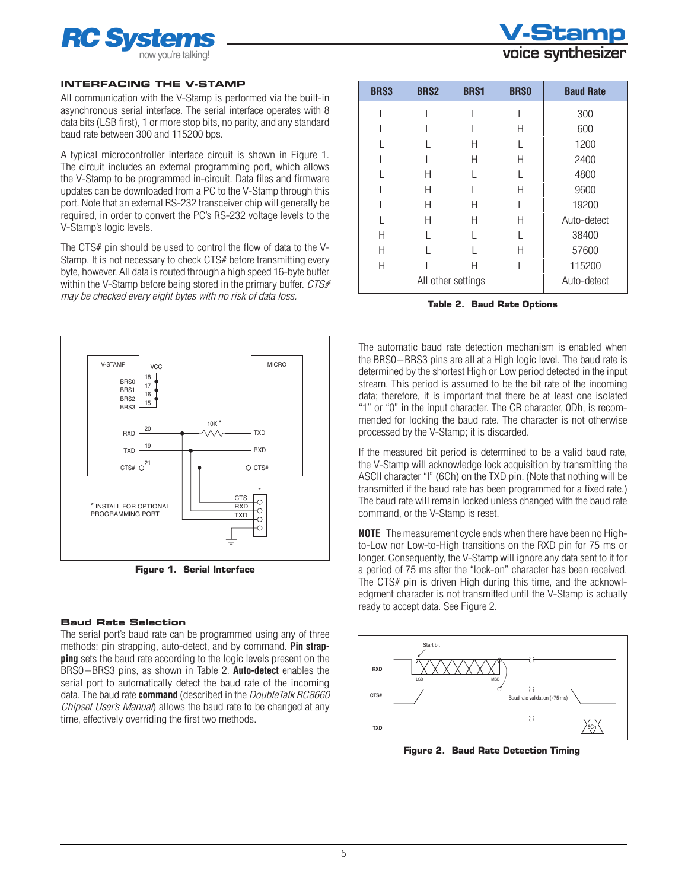## INTERFACING THE V-STAMP

All communication with the V-Stamp is performed via the built-in asynchronous serial interface. The serial interface operates with 8 data bits (LSB first), 1 or more stop bits, no parity, and any standard baud rate between 300 and 115200 bps.

A typical microcontroller interface circuit is shown in Figure 1. The circuit includes an external programming port, which allows the V-Stamp to be programmed in-circuit. Data files and firmware updates can be downloaded from a PC to the V-Stamp through this port. Note that an external RS-232 transceiver chip will generally be required, in order to convert the PC's RS-232 voltage levels to the V-Stamp's logic levels.

The CTS# pin should be used to control the flow of data to the V-Stamp. It is not necessary to check CTS# before transmitting every byte, however. All data is routed through a high speed 16-byte buffer within the V-Stamp before being stored in the primary buffer. *CTS# may be checked every eight bytes with no risk of data loss.*

**Figure 1. Serial Interface**

### Baud Rate Selection

The serial port's baud rate can be programmed using any of three methods: pin strapping, auto-detect, and by command. **Pin strapping** sets the baud rate according to the logic levels present on the BRS0–BRS3 pins, as shown in Table 2. **Auto-detect** enables the serial port to automatically detect the baud rate of the incoming data. The baud rate **command** (described in the *DoubleTalk RC8660 Chipset User's Manual*) allows the baud rate to be changed at any time, effectively overriding the first two methods.

| BRS3 | BRS2 | BRS1 | BRS0 | Baud Rate |
|---|---|---|---|---|
| L | L | L | L | 300 |
| L | L | L | H | 600 |
| L | L | H | L | 1200 |
| L | L | H | H | 2400 |
| L | H | L | L | 4800 |
| L | H | L | H | 9600 |
| L | H | H | L | 19200 |
| L | H | H | H | Auto-detect |
| H | L | L | L | 38400 |
| H | L | L | H | 57600 |
| H | L | H | L | 115200 |
| All other settings | | | | Auto-detect |

**Table 2. Baud Rate Options**

The automatic baud rate detection mechanism is enabled when the BRS0–BRS3 pins are all at a High logic level. The baud rate is determined by the shortest High or Low period detected in the input stream. This period is assumed to be the bit rate of the incoming data; therefore, it is important that there be at least one isolated "1" or "0" in the input character. The CR character, 0Dh, is recommended for locking the baud rate. The character is not otherwise processed by the V-Stamp; it is discarded.

If the measured bit period is determined to be a valid baud rate, the V-Stamp will acknowledge lock acquisition by transmitting the ASCII character "l" (6Ch) on the TXD pin. (Note that nothing will be transmitted if the baud rate has been programmed for a fixed rate.) The baud rate will remain locked unless changed with the baud rate command, or the V-Stamp is reset.

**NOTE** The measurement cycle ends when there have been no High-to-Low nor Low-to-High transitions on the RXD pin for 75 ms or longer. Consequently, the V-Stamp will ignore any data sent to it for a period of 75 ms after the "lock-on" character has been received. The CTS# pin is driven High during this time, and the acknowledgment character is not transmitted until the V-Stamp is actually ready to accept data. See Figure 2.

**Figure 2. Baud Rate Detection Timing**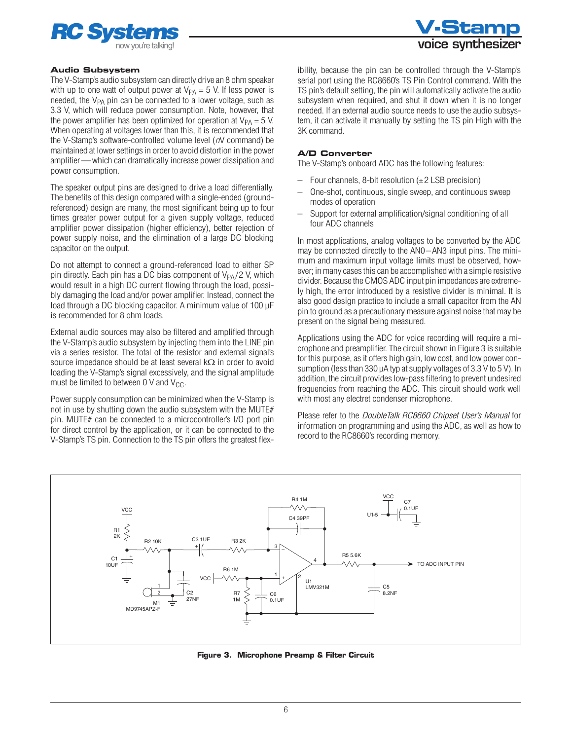### Audio Subsystem

The V-Stamp's audio subsystem can directly drive an 8 ohm speaker with up to one watt of output power at $V_{PA}$ = 5 V. If less power is needed, the $V_{PA}$ pin can be connected to a lower voltage, such as 3.3 V, which will reduce power consumption. Note, however, that the power amplifier has been optimized for operation at $V_{PA}$ = 5 V. When operating at voltages lower than this, it is recommended that the V-Stamp's software-controlled volume level (*n*V command) be maintained at lower settings in order to avoid distortion in the power amplifier—which can dramatically increase power dissipation and power consumption.

The speaker output pins are designed to drive a load differentially. The benefits of this design compared with a single-ended (ground-referenced) design are many, the most significant being up to four times greater power output for a given supply voltage, reduced amplifier power dissipation (higher efficiency), better rejection of power supply noise, and the elimination of a large DC blocking capacitor on the output.

Do not attempt to connect a ground-referenced load to either SP pin directly. Each pin has a DC bias component of $V_{PA}/2$ V, which would result in a high DC current flowing through the load, possibly damaging the load and/or power amplifier. Instead, connect the load through a DC blocking capacitor. A minimum value of 100 µF is recommended for 8 ohm loads.

External audio sources may also be filtered and amplified through the V-Stamp's audio subsystem by injecting them into the LINE pin via a series resistor. The total of the resistor and external signal's source impedance should be at least several kΩ in order to avoid loading the V-Stamp's signal excessively, and the signal amplitude must be limited to between 0 V and $V_{CC}$.

Power supply consumption can be minimized when the V-Stamp is not in use by shutting down the audio subsystem with the MUTE# pin. MUTE# can be connected to a microcontroller's I/O port pin for direct control by the application, or it can be connected to the V-Stamp's TS pin. Connection to the TS pin offers the greatest flexibility, because the pin can be controlled through the V-Stamp's serial port using the RC8660's TS Pin Control command. With the TS pin's default setting, the pin will automatically activate the audio subsystem when required, and shut it down when it is no longer needed. If an external audio source needs to use the audio subsystem, it can activate it manually by setting the TS pin High with the 3K command.

### A/D Converter

The V-Stamp's onboard ADC has the following features:

- Four channels, 8-bit resolution (±2 LSB precision)
- One-shot, continuous, single sweep, and continuous sweep modes of operation
- Support for external amplification/signal conditioning of all four ADC channels

In most applications, analog voltages to be converted by the ADC may be connected directly to the AN0–AN3 input pins. The minimum and maximum input voltage limits must be observed, however; in many cases this can be accomplished with a simple resistive divider. Because the CMOS ADC input pin impedances are extremely high, the error introduced by a resistive divider is minimal. It is also good design practice to include a small capacitor from the AN pin to ground as a precautionary measure against noise that may be present on the signal being measured.

Applications using the ADC for voice recording will require a microphone and preamplifier. The circuit shown in Figure 3 is suitable for this purpose, as it offers high gain, low cost, and low power consumption (less than 330 µA typ at supply voltages of 3.3 V to 5 V). In addition, the circuit provides low-pass filtering to prevent undesired frequencies from reaching the ADC. This circuit should work well with most any electret condenser microphone.

Please refer to the *DoubleTalk RC8660 Chipset User's Manual* for information on programming and using the ADC, as well as how to record to the RC8660's recording memory.

**Figure 3. Microphone Preamp & Filter Circuit**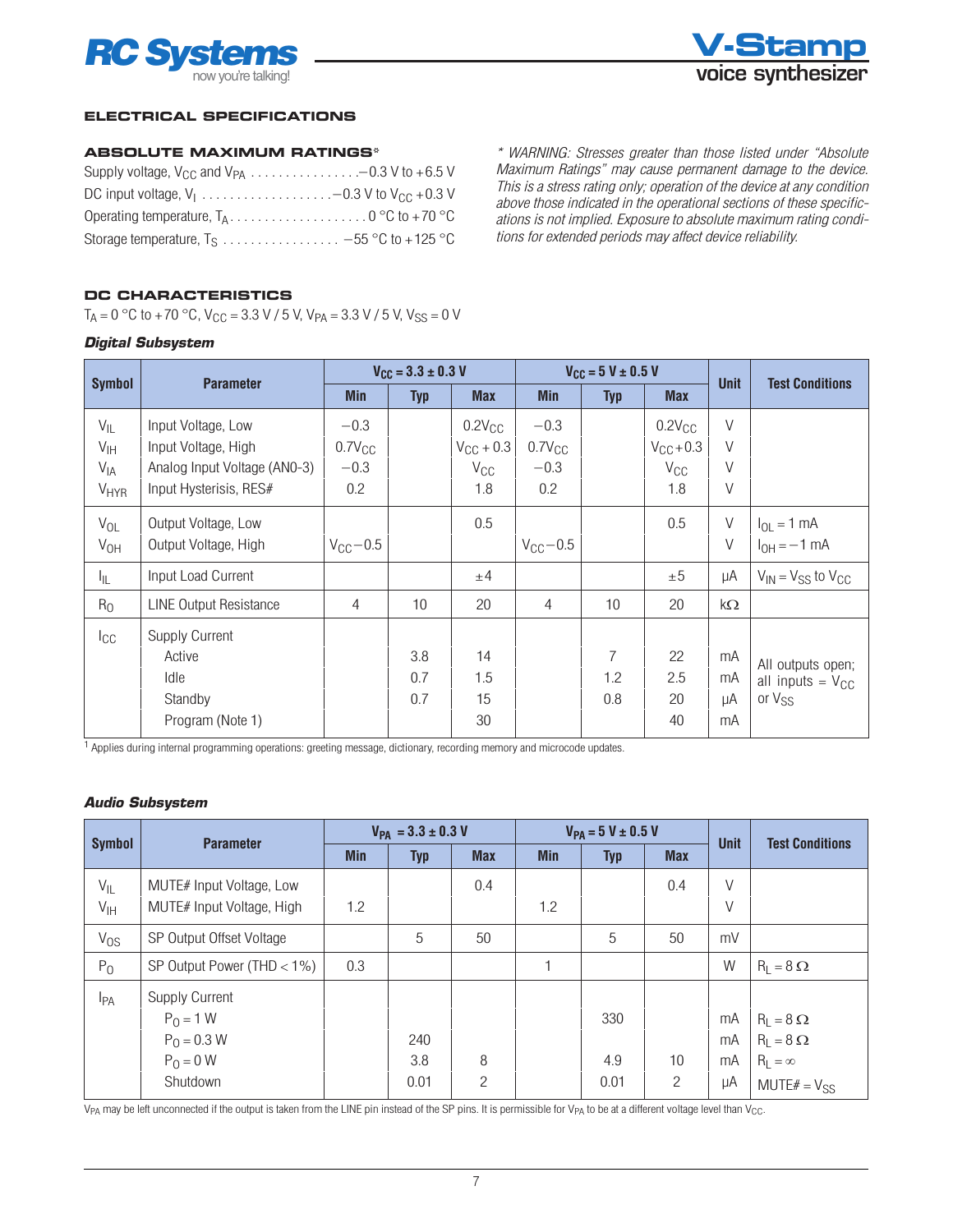## ELECTRICAL SPECIFICATIONS

### ABSOLUTE MAXIMUM RATINGS*

Supply voltage, $V_{CC}$ and $V_{PA}$ ................ −0.3 V to +6.5 V

DC input voltage, $V_I$ ................... −0.3 V to $V_{CC}$ +0.3 V

Operating temperature, $T_A$.................... 0 °C to +70 °C

Storage temperature, $T_S$ ................. −55 °C to +125 °C

*\* WARNING: Stresses greater than those listed under "Absolute Maximum Ratings" may cause permanent damage to the device. This is a stress rating only; operation of the device at any condition above those indicated in the operational sections of these specifications is not implied. Exposure to absolute maximum rating conditions for extended periods may affect device reliability.*

### DC CHARACTERISTICS

$T_A$ = 0 °C to +70 °C, $V_{CC}$ = 3.3 V / 5 V, $V_{PA}$ = 3.3 V / 5 V, $V_{SS}$ = 0 V

#### *Digital Subsystem*

| Symbol | Parameter | $V_{CC}$ = 3.3 ± 0.3 V | | | $V_{CC}$ = 5 V ± 0.5 V | | | Unit | Test Conditions |
|---|---|---|---|---|---|---|---|---|---|
| | | Min | Typ | Max | Min | Typ | Max | | |
| $V_{IL}$ | Input Voltage, Low | −0.3 | | $0.2V_{CC}$ | −0.3 | | $0.2V_{CC}$ | V | |
| $V_{IH}$ | Input Voltage, High | $0.7V_{CC}$ | | $V_{CC}$ + 0.3 | $0.7V_{CC}$ | | $V_{CC}$+0.3 | V | |
| $V_{IA}$ | Analog Input Voltage (AN0-3) | −0.3 | | $V_{CC}$ | −0.3 | | $V_{CC}$ | V | |
| $V_{HYR}$ | Input Hysterisis, RES# | 0.2 | | 1.8 | 0.2 | | 1.8 | V | |
| $V_{OL}$ | Output Voltage, Low | | | 0.5 | | | 0.5 | V | $I_{OL}$ = 1 mA |
| $V_{OH}$ | Output Voltage, High | $V_{CC}$−0.5 | | | $V_{CC}$−0.5 | | | V | $I_{OH}$ = −1 mA |
| $I_{IL}$ | Input Load Current | | | ±4 | | | ±5 | µA | $V_{IN}$ = $V_{SS}$ to $V_{CC}$ |
| $R_O$ | LINE Output Resistance | 4 | 10 | 20 | 4 | 10 | 20 | kΩ | |
| $I_{CC}$ | Supply Current | | | | | | | | All outputs open; all inputs = $V_{CC}$ or $V_{SS}$ |
| | Active | | 3.8 | 14 | | 7 | 22 | mA | |
| | Idle | | 0.7 | 1.5 | | 1.2 | 2.5 | mA | |
| | Standby | | 0.7 | 15 | | 0.8 | 20 | µA | |
| | Program (Note 1) | | | 30 | | | 40 | mA | |

[1] Applies during internal programming operations: greeting message, dictionary, recording memory and microcode updates.

#### *Audio Subsystem*

| Symbol | Parameter | $V_{PA}$ = 3.3 ± 0.3 V | | | $V_{PA}$ = 5 V ± 0.5 V | | | Unit | Test Conditions |
|---|---|---|---|---|---|---|---|---|---|
| | | Min | Typ | Max | Min | Typ | Max | | |
| $V_{IL}$ | MUTE# Input Voltage, Low | | | 0.4 | | | 0.4 | V | |
| $V_{IH}$ | MUTE# Input Voltage, High | 1.2 | | | 1.2 | | | V | |
| $V_{OS}$ | SP Output Offset Voltage | | 5 | 50 | | 5 | 50 | mV | |
| $P_O$ | SP Output Power (THD < 1%) | 0.3 | | | 1 | | | W | $R_L$ = 8 Ω |
| $I_{PA}$ | Supply Current | | | | | | | | |
| | $P_O$ = 1 W | | | | | 330 | | mA | $R_L$ = 8 Ω |
| | $P_O$ = 0.3 W | | 240 | | | | | mA | $R_L$ = 8 Ω |
| | $P_O$ = 0 W | | 3.8 | 8 | | 4.9 | 10 | mA | $R_L$ = ∞ |
| | Shutdown | | 0.01 | 2 | | 0.01 | 2 | µA | MUTE# = $V_{SS}$ |

$V_{PA}$ may be left unconnected if the output is taken from the LINE pin instead of the SP pins. It is permissible for $V_{PA}$ to be at a different voltage level than $V_{CC}$.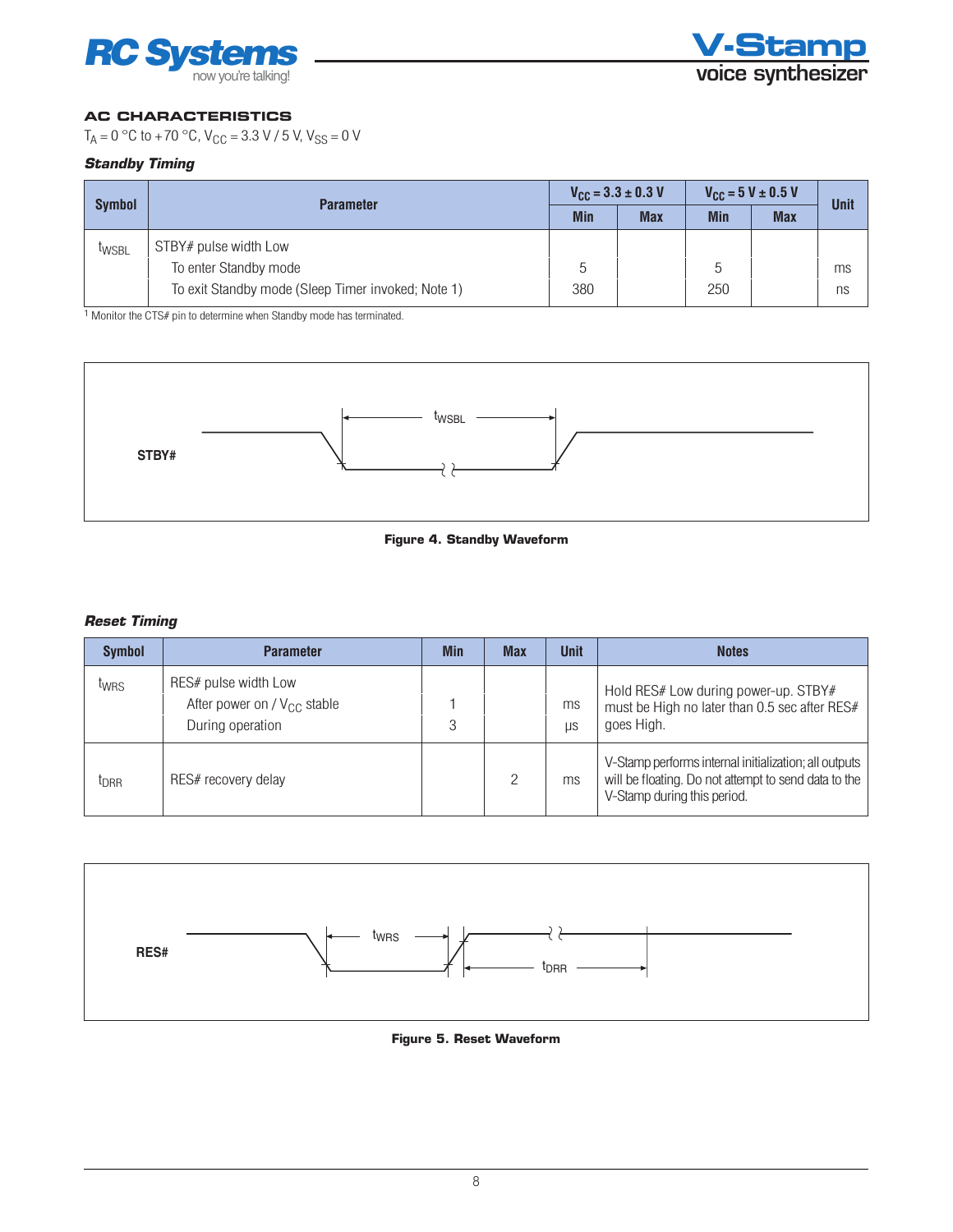## AC CHARACTERISTICS

$T_A$ = 0 °C to +70 °C, $V_{CC}$ = 3.3 V / 5 V, $V_{SS}$ = 0 V

### *Standby Timing*

| Symbol | Parameter | $V_{CC}$ = 3.3 ± 0.3 V | | $V_{CC}$ = 5 V ± 0.5 V | | Unit |
|---|---|---|---|---|---|---|
| | | Min | Max | Min | Max | |
| $t_{WSBL}$ | STBY# pulse width Low | | | | | |
| | To enter Standby mode | 5 | | 5 | | ms |
| | To exit Standby mode (Sleep Timer invoked; Note 1) | 380 | | 250 | | ns |

[1] Monitor the CTS# pin to determine when Standby mode has terminated.

STBY# $t_{WSBL}$

**Figure 4. Standby Waveform**

### *Reset Timing*

| Symbol | Parameter | Min | Max | Unit | Notes |
|---|---|---|---|---|---|
| $t_{WRS}$ | RES# pulse width Low | | | | Hold RES# Low during power-up. STBY# must be High no later than 0.5 sec after RES# goes High. |
| | After power on / $V_{CC}$ stable | 1 | | ms | |
| | During operation | 3 | | µs | |
| $t_{DRR}$ | RES# recovery delay | | 2 | ms | V-Stamp performs internal initialization; all outputs will be floating. Do not attempt to send data to the V-Stamp during this period. |

RES# $t_{WRS}$ $t_{DRR}$

**Figure 5. Reset Waveform**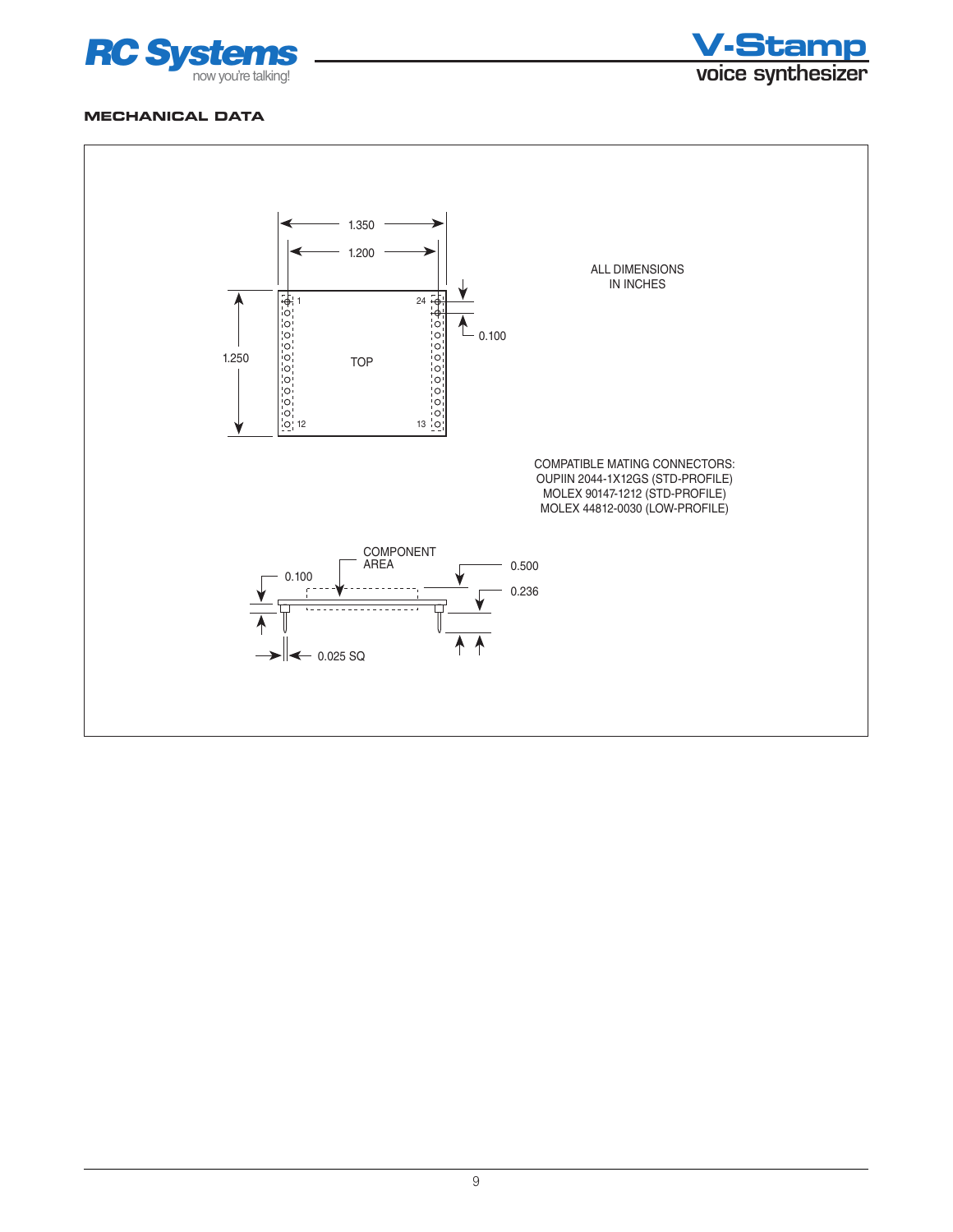## MECHANICAL DATA

ALL DIMENSIONS IN INCHES

1.350
1.200
1.250
0.100
TOP

1, 12, 13, 24

COMPATIBLE MATING CONNECTORS:
OUPIIN 2044-1X12GS (STD-PROFILE)
MOLEX 90147-1212 (STD-PROFILE)
MOLEX 44812-0030 (LOW-PROFILE)

COMPONENT AREA

0.100
0.500
0.236
0.025 SQ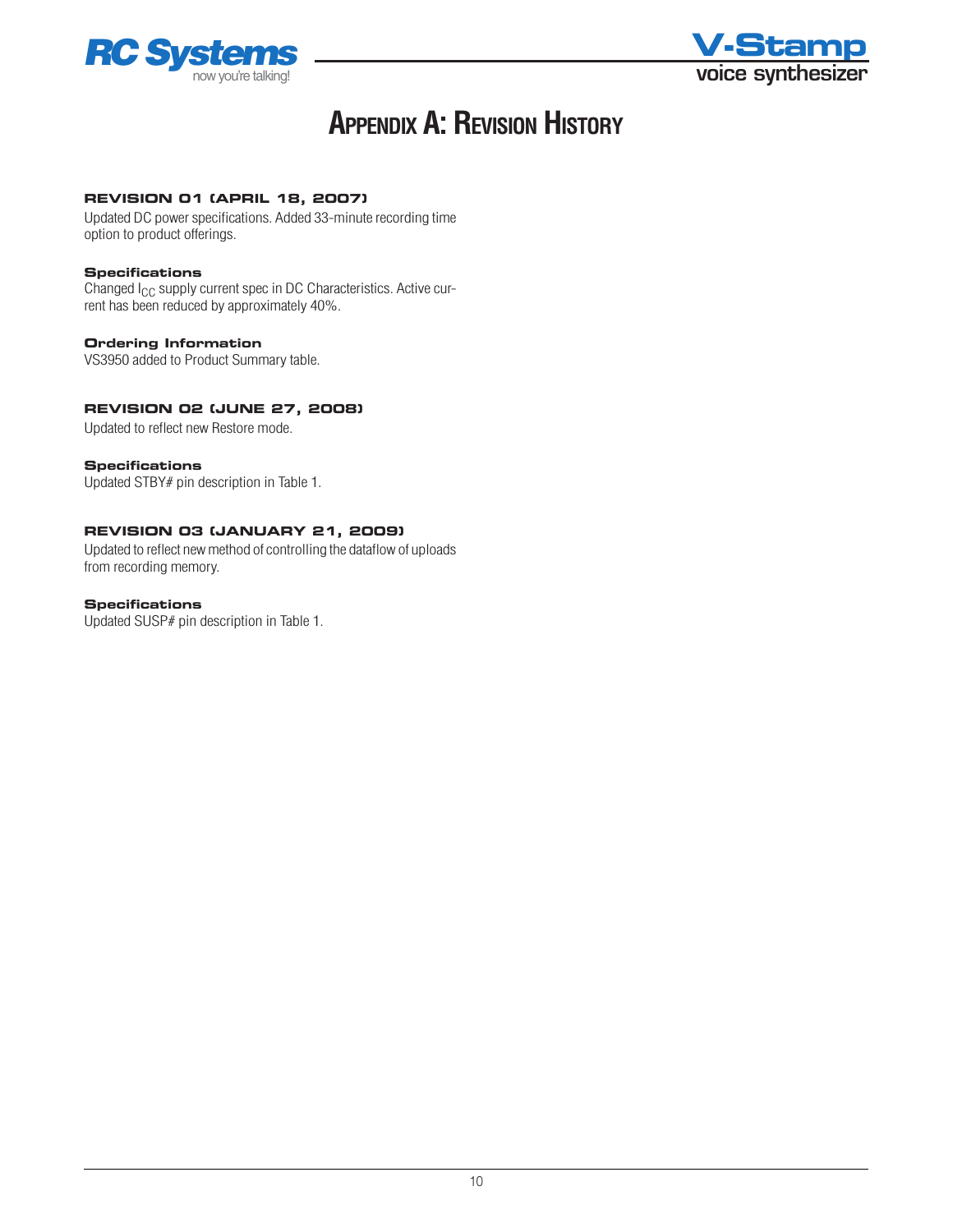# Appendix A: Revision History

## REVISION 01 (APRIL 18, 2007)

Updated DC power specifications. Added 33-minute recording time option to product offerings.

### Specifications

Changed $I_{CC}$ supply current spec in DC Characteristics. Active current has been reduced by approximately 40%.

### Ordering Information

VS3950 added to Product Summary table.

## REVISION 02 (JUNE 27, 2008)

Updated to reflect new Restore mode.

### Specifications

Updated STBY# pin description in Table 1.

## REVISION 03 (JANUARY 21, 2009)

Updated to reflect new method of controlling the dataflow of uploads from recording memory.

### Specifications

Updated SUSP# pin description in Table 1.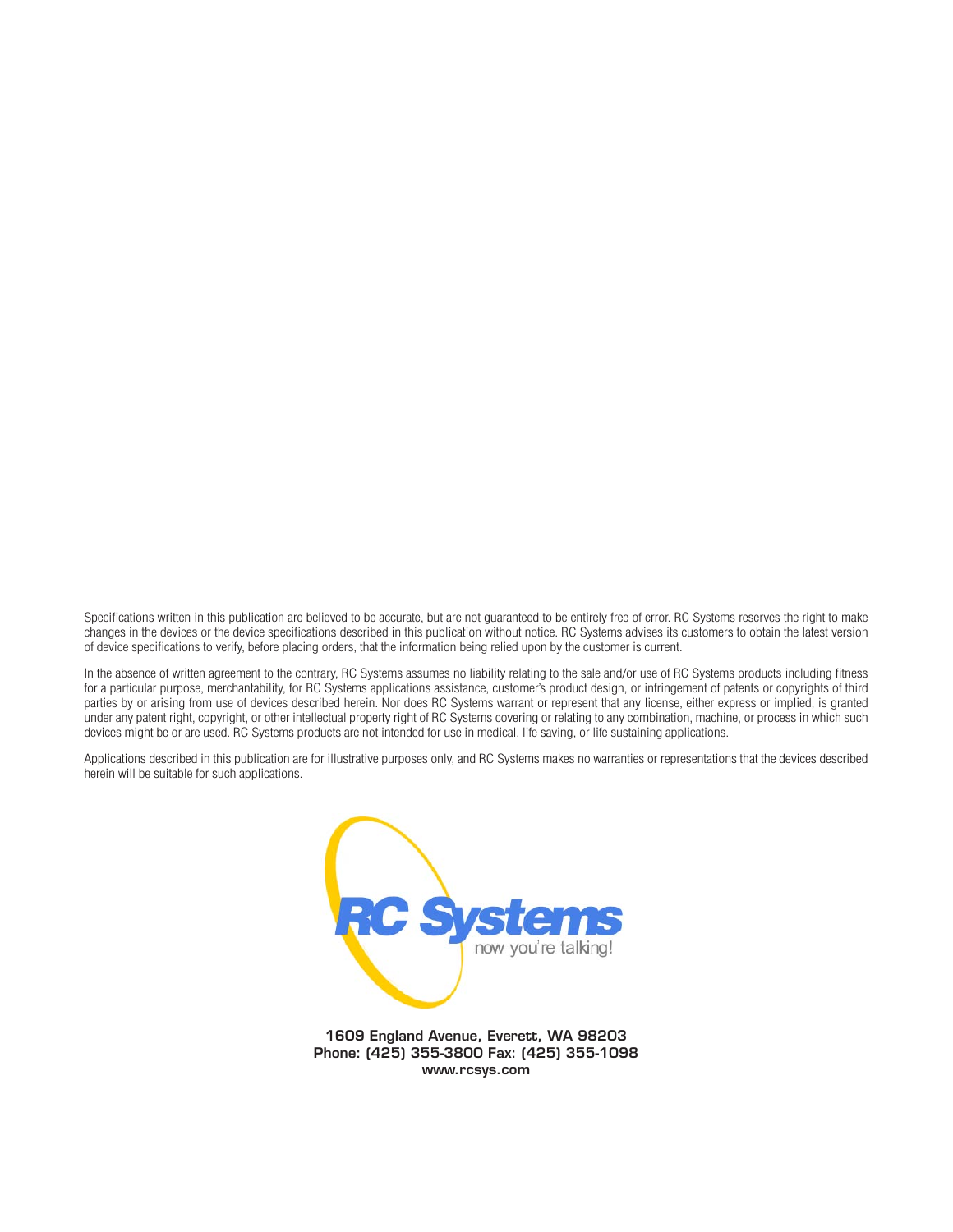Specifications written in this publication are believed to be accurate, but are not guaranteed to be entirely free of error. RC Systems reserves the right to make changes in the devices or the device specifications described in this publication without notice. RC Systems advises its customers to obtain the latest version of device specifications to verify, before placing orders, that the information being relied upon by the customer is current.

In the absence of written agreement to the contrary, RC Systems assumes no liability relating to the sale and/or use of RC Systems products including fitness for a particular purpose, merchantability, for RC Systems applications assistance, customer's product design, or infringement of patents or copyrights of third parties by or arising from use of devices described herein. Nor does RC Systems warrant or represent that any license, either express or implied, is granted under any patent right, copyright, or other intellectual property right of RC Systems covering or relating to any combination, machine, or process in which such devices might be or are used. RC Systems products are not intended for use in medical, life saving, or life sustaining applications.

Applications described in this publication are for illustrative purposes only, and RC Systems makes no warranties or representations that the devices described herein will be suitable for such applications.

RC Systems
now you're talking!

**1609 England Avenue, Everett, WA 98203**
**Phone: (425) 355-3800 Fax: (425) 355-1098**
**www.rcsys.com**